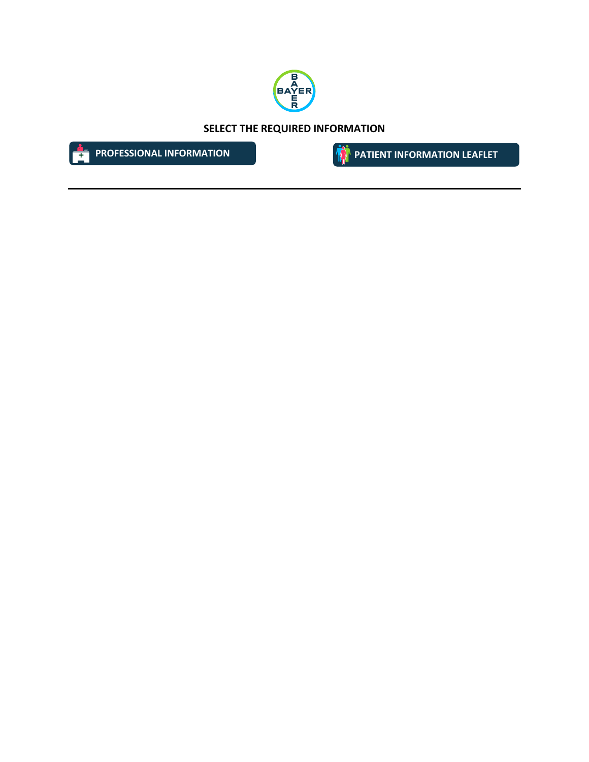BAYER

**SELECT THE REQUIRED INFORMATION**

PROFESSIONAL INFORMATION

PATIENT INFORMATION LEAFLET

---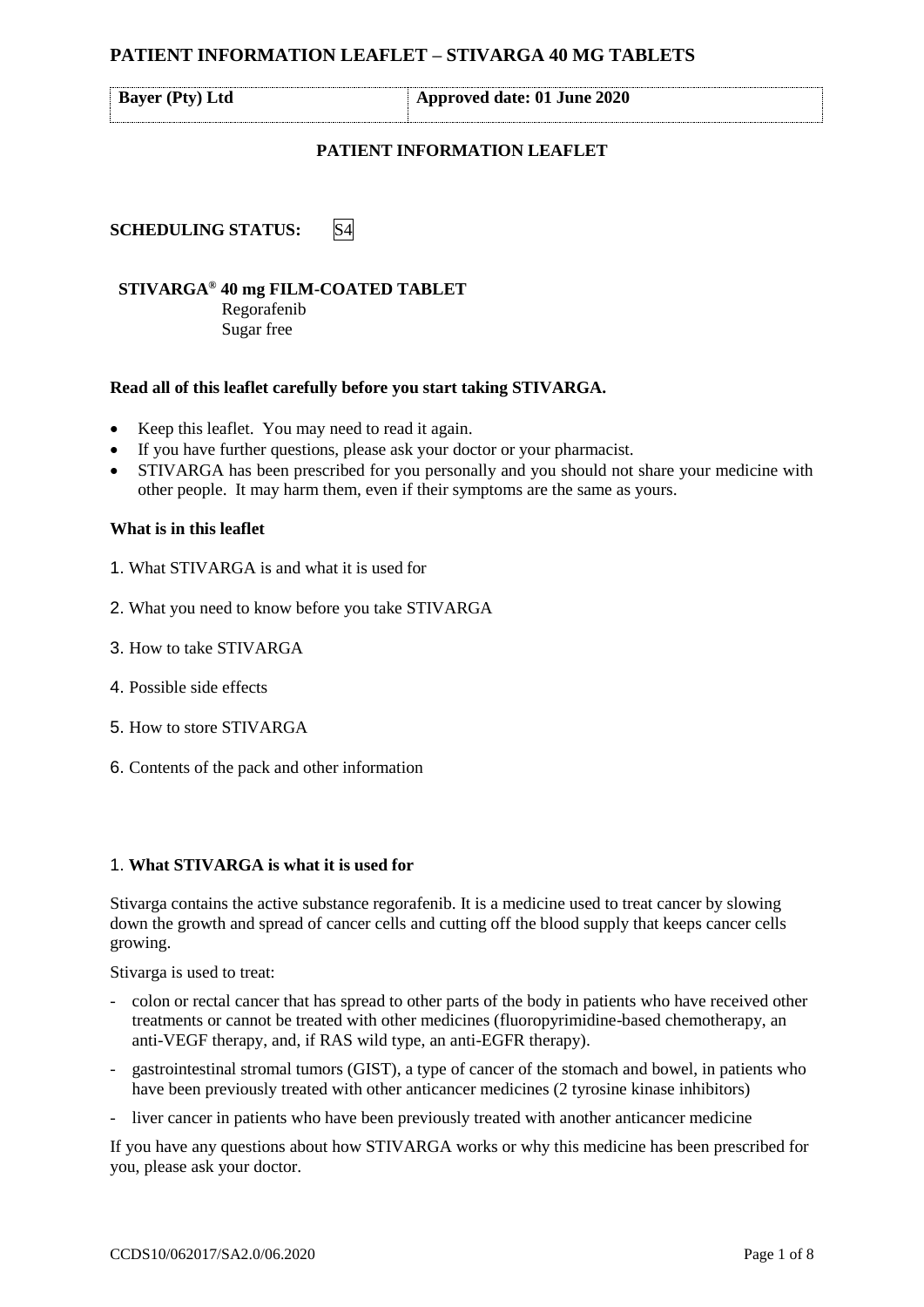# PATIENT INFORMATION LEAFLET – STIVARGA 40 MG TABLETS

| Bayer (Pty) Ltd | Approved date: 01 June 2020 |
| --- | --- |

## PATIENT INFORMATION LEAFLET

**SCHEDULING STATUS:** S4

**STIVARGA® 40 mg FILM-COATED TABLET**
Regorafenib
Sugar free

**Read all of this leaflet carefully before you start taking STIVARGA.**

- Keep this leaflet. You may need to read it again.
- If you have further questions, please ask your doctor or your pharmacist.
- STIVARGA has been prescribed for you personally and you should not share your medicine with other people. It may harm them, even if their symptoms are the same as yours.

**What is in this leaflet**

1. What STIVARGA is and what it is used for
2. What you need to know before you take STIVARGA
3. How to take STIVARGA
4. Possible side effects
5. How to store STIVARGA
6. Contents of the pack and other information

### 1. What STIVARGA is what it is used for

Stivarga contains the active substance regorafenib. It is a medicine used to treat cancer by slowing down the growth and spread of cancer cells and cutting off the blood supply that keeps cancer cells growing.

Stivarga is used to treat:

- colon or rectal cancer that has spread to other parts of the body in patients who have received other treatments or cannot be treated with other medicines (fluoropyrimidine-based chemotherapy, an anti-VEGF therapy, and, if RAS wild type, an anti-EGFR therapy).
- gastrointestinal stromal tumors (GIST), a type of cancer of the stomach and bowel, in patients who have been previously treated with other anticancer medicines (2 tyrosine kinase inhibitors)
- liver cancer in patients who have been previously treated with another anticancer medicine

If you have any questions about how STIVARGA works or why this medicine has been prescribed for you, please ask your doctor.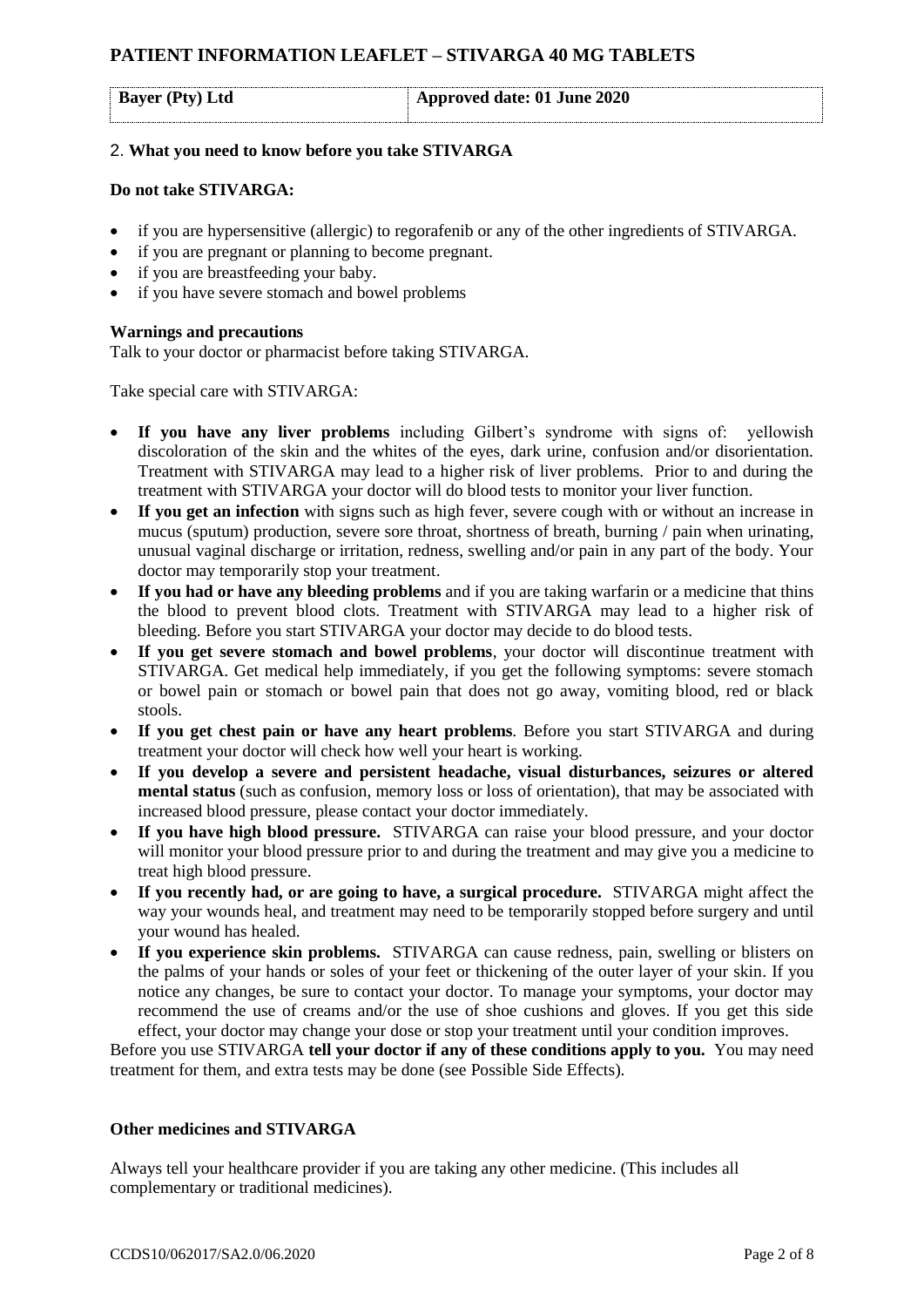## 2. What you need to know before you take STIVARGA

**Do not take STIVARGA:**

- if you are hypersensitive (allergic) to regorafenib or any of the other ingredients of STIVARGA.
- if you are pregnant or planning to become pregnant.
- if you are breastfeeding your baby.
- if you have severe stomach and bowel problems

**Warnings and precautions**

Talk to your doctor or pharmacist before taking STIVARGA.

Take special care with STIVARGA:

- **If you have any liver problems** including Gilbert's syndrome with signs of: yellowish discoloration of the skin and the whites of the eyes, dark urine, confusion and/or disorientation. Treatment with STIVARGA may lead to a higher risk of liver problems. Prior to and during the treatment with STIVARGA your doctor will do blood tests to monitor your liver function.
- **If you get an infection** with signs such as high fever, severe cough with or without an increase in mucus (sputum) production, severe sore throat, shortness of breath, burning / pain when urinating, unusual vaginal discharge or irritation, redness, swelling and/or pain in any part of the body. Your doctor may temporarily stop your treatment.
- **If you had or have any bleeding problems** and if you are taking warfarin or a medicine that thins the blood to prevent blood clots. Treatment with STIVARGA may lead to a higher risk of bleeding. Before you start STIVARGA your doctor may decide to do blood tests.
- **If you get severe stomach and bowel problems**, your doctor will discontinue treatment with STIVARGA. Get medical help immediately, if you get the following symptoms: severe stomach or bowel pain or stomach or bowel pain that does not go away, vomiting blood, red or black stools.
- **If you get chest pain or have any heart problems**. Before you start STIVARGA and during treatment your doctor will check how well your heart is working.
- **If you develop a severe and persistent headache, visual disturbances, seizures or altered mental status** (such as confusion, memory loss or loss of orientation), that may be associated with increased blood pressure, please contact your doctor immediately.
- **If you have high blood pressure.** STIVARGA can raise your blood pressure, and your doctor will monitor your blood pressure prior to and during the treatment and may give you a medicine to treat high blood pressure.
- **If you recently had, or are going to have, a surgical procedure.** STIVARGA might affect the way your wounds heal, and treatment may need to be temporarily stopped before surgery and until your wound has healed.
- **If you experience skin problems.** STIVARGA can cause redness, pain, swelling or blisters on the palms of your hands or soles of your feet or thickening of the outer layer of your skin. If you notice any changes, be sure to contact your doctor. To manage your symptoms, your doctor may recommend the use of creams and/or the use of shoe cushions and gloves. If you get this side effect, your doctor may change your dose or stop your treatment until your condition improves.

Before you use STIVARGA **tell your doctor if any of these conditions apply to you.** You may need treatment for them, and extra tests may be done (see Possible Side Effects).

**Other medicines and STIVARGA**

Always tell your healthcare provider if you are taking any other medicine. (This includes all complementary or traditional medicines).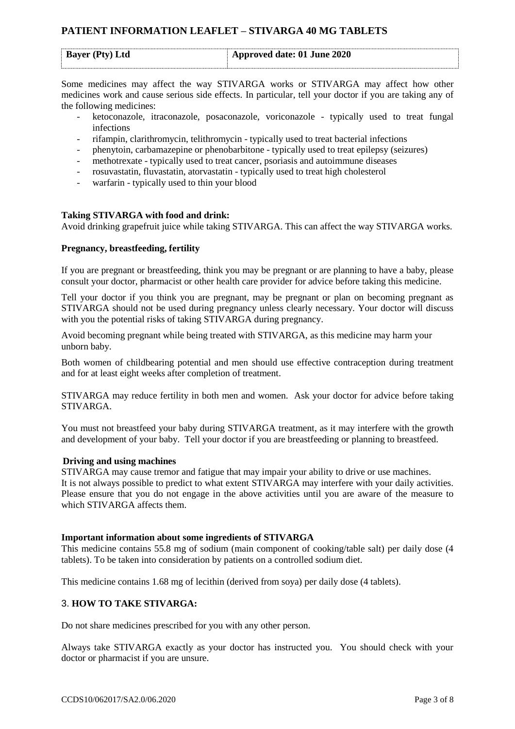Some medicines may affect the way STIVARGA works or STIVARGA may affect how other medicines work and cause serious side effects. In particular, tell your doctor if you are taking any of the following medicines:

- ketoconazole, itraconazole, posaconazole, voriconazole - typically used to treat fungal infections
- rifampin, clarithromycin, telithromycin - typically used to treat bacterial infections
- phenytoin, carbamazepine or phenobarbitone - typically used to treat epilepsy (seizures)
- methotrexate - typically used to treat cancer, psoriasis and autoimmune diseases
- rosuvastatin, fluvastatin, atorvastatin - typically used to treat high cholesterol
- warfarin - typically used to thin your blood

**Taking STIVARGA with food and drink:**

Avoid drinking grapefruit juice while taking STIVARGA. This can affect the way STIVARGA works.

**Pregnancy, breastfeeding, fertility**

If you are pregnant or breastfeeding, think you may be pregnant or are planning to have a baby, please consult your doctor, pharmacist or other health care provider for advice before taking this medicine.

Tell your doctor if you think you are pregnant, may be pregnant or plan on becoming pregnant as STIVARGA should not be used during pregnancy unless clearly necessary. Your doctor will discuss with you the potential risks of taking STIVARGA during pregnancy.

Avoid becoming pregnant while being treated with STIVARGA, as this medicine may harm your unborn baby.

Both women of childbearing potential and men should use effective contraception during treatment and for at least eight weeks after completion of treatment.

STIVARGA may reduce fertility in both men and women. Ask your doctor for advice before taking STIVARGA.

You must not breastfeed your baby during STIVARGA treatment, as it may interfere with the growth and development of your baby. Tell your doctor if you are breastfeeding or planning to breastfeed.

**Driving and using machines**

STIVARGA may cause tremor and fatigue that may impair your ability to drive or use machines. It is not always possible to predict to what extent STIVARGA may interfere with your daily activities. Please ensure that you do not engage in the above activities until you are aware of the measure to which STIVARGA affects them.

**Important information about some ingredients of STIVARGA**

This medicine contains 55.8 mg of sodium (main component of cooking/table salt) per daily dose (4 tablets). To be taken into consideration by patients on a controlled sodium diet.

This medicine contains 1.68 mg of lecithin (derived from soya) per daily dose (4 tablets).

## 3. HOW TO TAKE STIVARGA:

Do not share medicines prescribed for you with any other person.

Always take STIVARGA exactly as your doctor has instructed you. You should check with your doctor or pharmacist if you are unsure.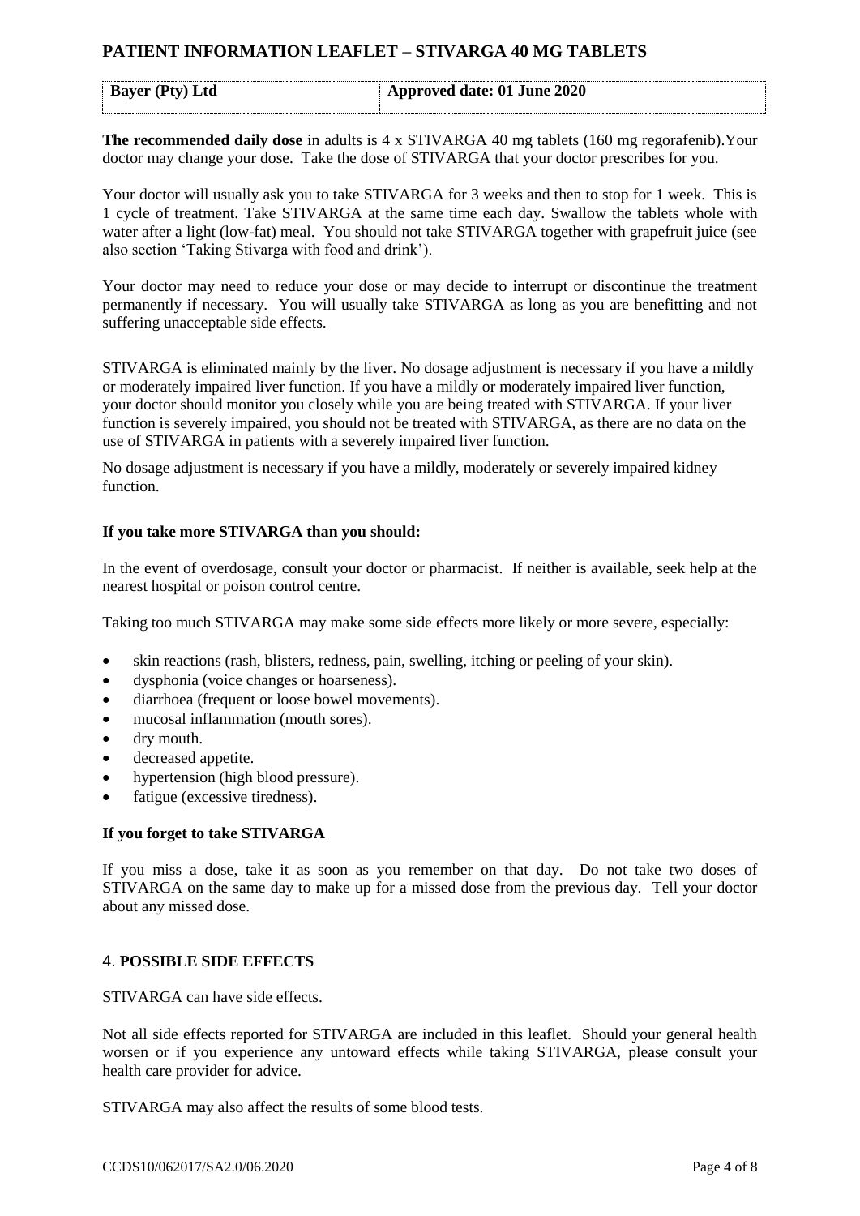**The recommended daily dose** in adults is 4 x STIVARGA 40 mg tablets (160 mg regorafenib).Your doctor may change your dose. Take the dose of STIVARGA that your doctor prescribes for you.

Your doctor will usually ask you to take STIVARGA for 3 weeks and then to stop for 1 week. This is 1 cycle of treatment. Take STIVARGA at the same time each day. Swallow the tablets whole with water after a light (low-fat) meal. You should not take STIVARGA together with grapefruit juice (see also section 'Taking Stivarga with food and drink').

Your doctor may need to reduce your dose or may decide to interrupt or discontinue the treatment permanently if necessary. You will usually take STIVARGA as long as you are benefitting and not suffering unacceptable side effects.

STIVARGA is eliminated mainly by the liver. No dosage adjustment is necessary if you have a mildly or moderately impaired liver function. If you have a mildly or moderately impaired liver function, your doctor should monitor you closely while you are being treated with STIVARGA. If your liver function is severely impaired, you should not be treated with STIVARGA, as there are no data on the use of STIVARGA in patients with a severely impaired liver function.

No dosage adjustment is necessary if you have a mildly, moderately or severely impaired kidney function.

**If you take more STIVARGA than you should:**

In the event of overdosage, consult your doctor or pharmacist. If neither is available, seek help at the nearest hospital or poison control centre.

Taking too much STIVARGA may make some side effects more likely or more severe, especially:

- skin reactions (rash, blisters, redness, pain, swelling, itching or peeling of your skin).
- dysphonia (voice changes or hoarseness).
- diarrhoea (frequent or loose bowel movements).
- mucosal inflammation (mouth sores).
- dry mouth.
- decreased appetite.
- hypertension (high blood pressure).
- fatigue (excessive tiredness).

**If you forget to take STIVARGA**

If you miss a dose, take it as soon as you remember on that day. Do not take two doses of STIVARGA on the same day to make up for a missed dose from the previous day. Tell your doctor about any missed dose.

## 4. POSSIBLE SIDE EFFECTS

STIVARGA can have side effects.

Not all side effects reported for STIVARGA are included in this leaflet. Should your general health worsen or if you experience any untoward effects while taking STIVARGA, please consult your health care provider for advice.

STIVARGA may also affect the results of some blood tests.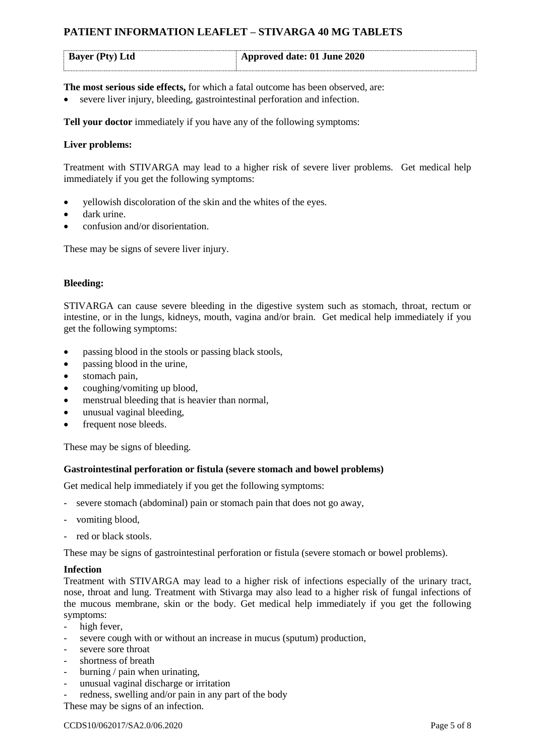**The most serious side effects,** for which a fatal outcome has been observed, are:

- severe liver injury, bleeding, gastrointestinal perforation and infection.

**Tell your doctor** immediately if you have any of the following symptoms:

**Liver problems:**

Treatment with STIVARGA may lead to a higher risk of severe liver problems. Get medical help immediately if you get the following symptoms:

- yellowish discoloration of the skin and the whites of the eyes.
- dark urine.
- confusion and/or disorientation.

These may be signs of severe liver injury.

**Bleeding:**

STIVARGA can cause severe bleeding in the digestive system such as stomach, throat, rectum or intestine, or in the lungs, kidneys, mouth, vagina and/or brain. Get medical help immediately if you get the following symptoms:

- passing blood in the stools or passing black stools,
- passing blood in the urine,
- stomach pain,
- coughing/vomiting up blood,
- menstrual bleeding that is heavier than normal,
- unusual vaginal bleeding,
- frequent nose bleeds.

These may be signs of bleeding.

**Gastrointestinal perforation or fistula (severe stomach and bowel problems)**

Get medical help immediately if you get the following symptoms:

- severe stomach (abdominal) pain or stomach pain that does not go away,
- vomiting blood,
- red or black stools.

These may be signs of gastrointestinal perforation or fistula (severe stomach or bowel problems).

**Infection**

Treatment with STIVARGA may lead to a higher risk of infections especially of the urinary tract, nose, throat and lung. Treatment with Stivarga may also lead to a higher risk of fungal infections of the mucous membrane, skin or the body. Get medical help immediately if you get the following symptoms:

- high fever,
- severe cough with or without an increase in mucus (sputum) production,
- severe sore throat
- shortness of breath
- burning / pain when urinating,
- unusual vaginal discharge or irritation
- redness, swelling and/or pain in any part of the body

These may be signs of an infection.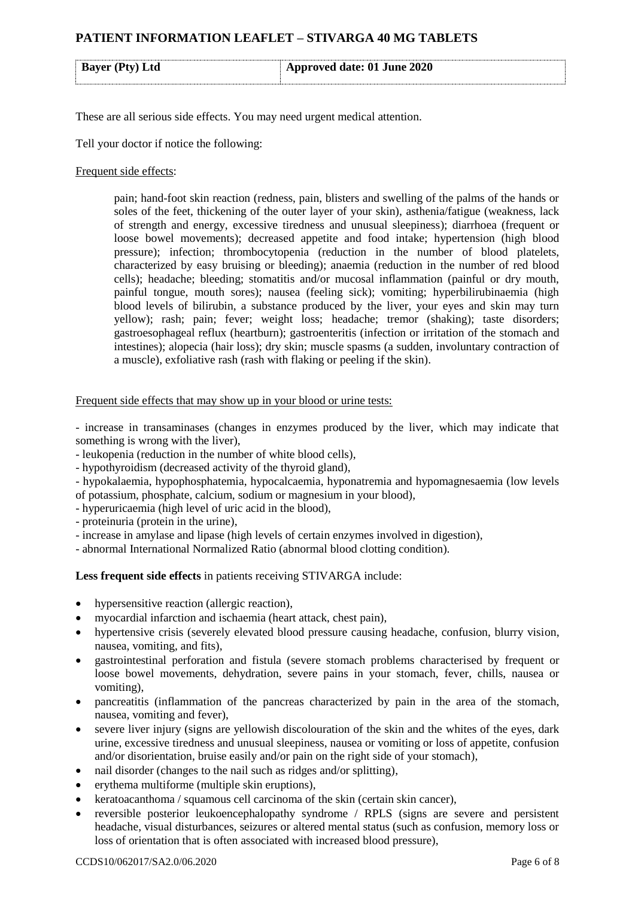These are all serious side effects. You may need urgent medical attention.

Tell your doctor if notice the following:

Frequent side effects:

pain; hand-foot skin reaction (redness, pain, blisters and swelling of the palms of the hands or soles of the feet, thickening of the outer layer of your skin), asthenia/fatigue (weakness, lack of strength and energy, excessive tiredness and unusual sleepiness); diarrhoea (frequent or loose bowel movements); decreased appetite and food intake; hypertension (high blood pressure); infection; thrombocytopenia (reduction in the number of blood platelets, characterized by easy bruising or bleeding); anaemia (reduction in the number of red blood cells); headache; bleeding; stomatitis and/or mucosal inflammation (painful or dry mouth, painful tongue, mouth sores); nausea (feeling sick); vomiting; hyperbilirubinaemia (high blood levels of bilirubin, a substance produced by the liver, your eyes and skin may turn yellow); rash; pain; fever; weight loss; headache; tremor (shaking); taste disorders; gastroesophageal reflux (heartburn); gastroenteritis (infection or irritation of the stomach and intestines); alopecia (hair loss); dry skin; muscle spasms (a sudden, involuntary contraction of a muscle), exfoliative rash (rash with flaking or peeling if the skin).

Frequent side effects that may show up in your blood or urine tests:

- increase in transaminases (changes in enzymes produced by the liver, which may indicate that something is wrong with the liver),
- leukopenia (reduction in the number of white blood cells),
- hypothyroidism (decreased activity of the thyroid gland),
- hypokalaemia, hypophosphatemia, hypocalcaemia, hyponatremia and hypomagnesaemia (low levels of potassium, phosphate, calcium, sodium or magnesium in your blood),
- hyperuricaemia (high level of uric acid in the blood),
- proteinuria (protein in the urine),
- increase in amylase and lipase (high levels of certain enzymes involved in digestion),
- abnormal International Normalized Ratio (abnormal blood clotting condition).

**Less frequent side effects** in patients receiving STIVARGA include:

- hypersensitive reaction (allergic reaction),
- myocardial infarction and ischaemia (heart attack, chest pain),
- hypertensive crisis (severely elevated blood pressure causing headache, confusion, blurry vision, nausea, vomiting, and fits),
- gastrointestinal perforation and fistula (severe stomach problems characterised by frequent or loose bowel movements, dehydration, severe pains in your stomach, fever, chills, nausea or vomiting),
- pancreatitis (inflammation of the pancreas characterized by pain in the area of the stomach, nausea, vomiting and fever),
- severe liver injury (signs are yellowish discolouration of the skin and the whites of the eyes, dark urine, excessive tiredness and unusual sleepiness, nausea or vomiting or loss of appetite, confusion and/or disorientation, bruise easily and/or pain on the right side of your stomach),
- nail disorder (changes to the nail such as ridges and/or splitting),
- erythema multiforme (multiple skin eruptions),
- keratoacanthoma / squamous cell carcinoma of the skin (certain skin cancer),
- reversible posterior leukoencephalopathy syndrome / RPLS (signs are severe and persistent headache, visual disturbances, seizures or altered mental status (such as confusion, memory loss or loss of orientation that is often associated with increased blood pressure),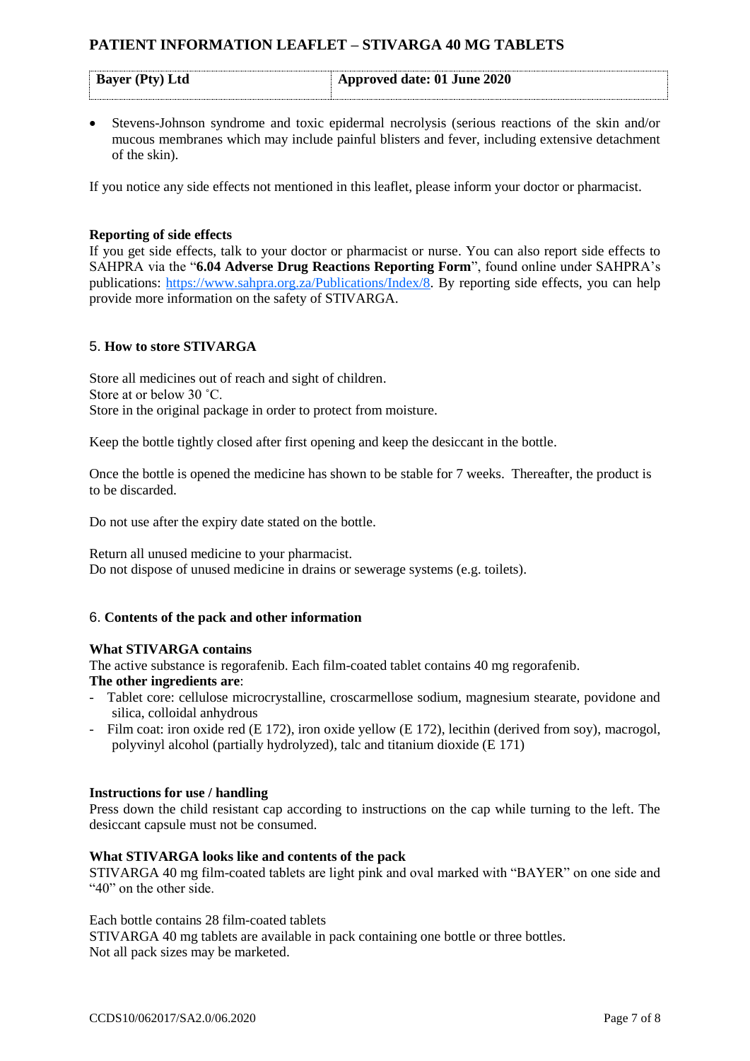- Stevens-Johnson syndrome and toxic epidermal necrolysis (serious reactions of the skin and/or mucous membranes which may include painful blisters and fever, including extensive detachment of the skin).

If you notice any side effects not mentioned in this leaflet, please inform your doctor or pharmacist.

**Reporting of side effects**

If you get side effects, talk to your doctor or pharmacist or nurse. You can also report side effects to SAHPRA via the "**6.04 Adverse Drug Reactions Reporting Form**", found online under SAHPRA's publications: https://www.sahpra.org.za/Publications/Index/8. By reporting side effects, you can help provide more information on the safety of STIVARGA.

## 5. How to store STIVARGA

Store all medicines out of reach and sight of children.
Store at or below 30 ˚C.
Store in the original package in order to protect from moisture.

Keep the bottle tightly closed after first opening and keep the desiccant in the bottle.

Once the bottle is opened the medicine has shown to be stable for 7 weeks. Thereafter, the product is to be discarded.

Do not use after the expiry date stated on the bottle.

Return all unused medicine to your pharmacist.
Do not dispose of unused medicine in drains or sewerage systems (e.g. toilets).

## 6. Contents of the pack and other information

**What STIVARGA contains**

The active substance is regorafenib. Each film-coated tablet contains 40 mg regorafenib.

**The other ingredients are**:

- Tablet core: cellulose microcrystalline, croscarmellose sodium, magnesium stearate, povidone and silica, colloidal anhydrous
- Film coat: iron oxide red (E 172), iron oxide yellow (E 172), lecithin (derived from soy), macrogol, polyvinyl alcohol (partially hydrolyzed), talc and titanium dioxide (E 171)

**Instructions for use / handling**

Press down the child resistant cap according to instructions on the cap while turning to the left. The desiccant capsule must not be consumed.

**What STIVARGA looks like and contents of the pack**

STIVARGA 40 mg film-coated tablets are light pink and oval marked with "BAYER" on one side and "40" on the other side.

Each bottle contains 28 film-coated tablets
STIVARGA 40 mg tablets are available in pack containing one bottle or three bottles.
Not all pack sizes may be marketed.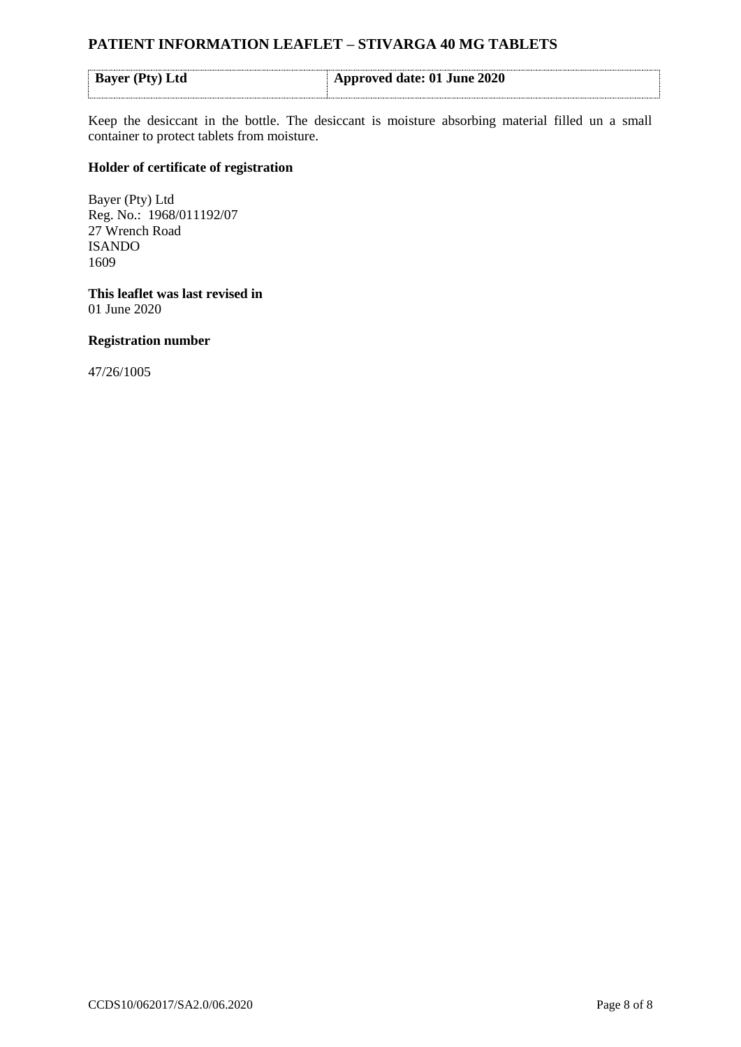Keep the desiccant in the bottle. The desiccant is moisture absorbing material filled un a small container to protect tablets from moisture.

**Holder of certificate of registration**

Bayer (Pty) Ltd
Reg. No.: 1968/011192/07
27 Wrench Road
ISANDO
1609

**This leaflet was last revised in**
01 June 2020

**Registration number**

47/26/1005